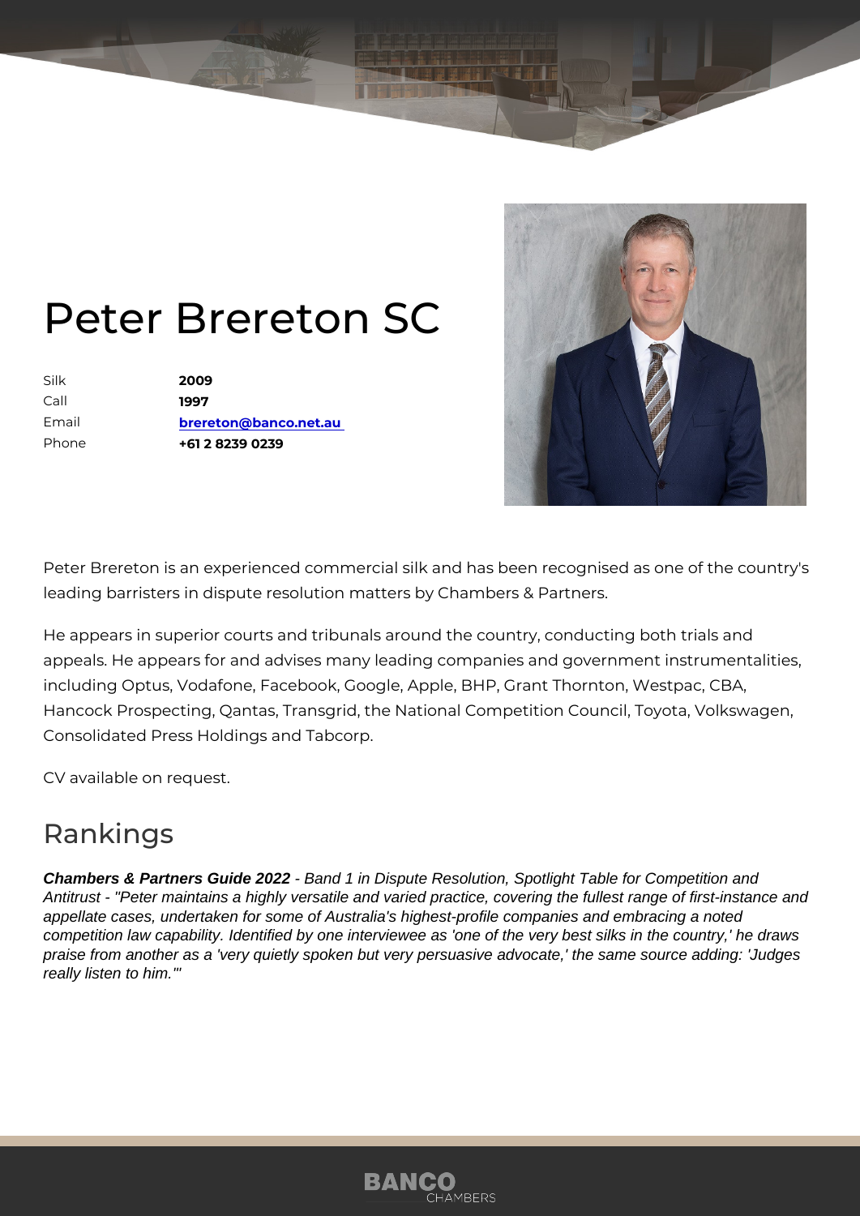# Peter Brereton SC

| | |
|---|---|
| Silk | **2009** |
| Call | **1997** |
| Email | **brereton@banco.net.au** |
| Phone | **+61 2 8239 0239** |

Peter Brereton is an experienced commercial silk and has been recognised as one of the country's leading barristers in dispute resolution matters by Chambers & Partners.

He appears in superior courts and tribunals around the country, conducting both trials and appeals. He appears for and advises many leading companies and government instrumentalities, including Optus, Vodafone, Facebook, Google, Apple, BHP, Grant Thornton, Westpac, CBA, Hancock Prospecting, Qantas, Transgrid, the National Competition Council, Toyota, Volkswagen, Consolidated Press Holdings and Tabcorp.

CV available on request.

## Rankings

***Chambers & Partners Guide 2022*** *- Band 1 in Dispute Resolution, Spotlight Table for Competition and Antitrust - "Peter maintains a highly versatile and varied practice, covering the fullest range of first-instance and appellate cases, undertaken for some of Australia's highest-profile companies and embracing a noted competition law capability. Identified by one interviewee as 'one of the very best silks in the country,' he draws praise from another as a 'very quietly spoken but very persuasive advocate,' the same source adding: 'Judges really listen to him.'"*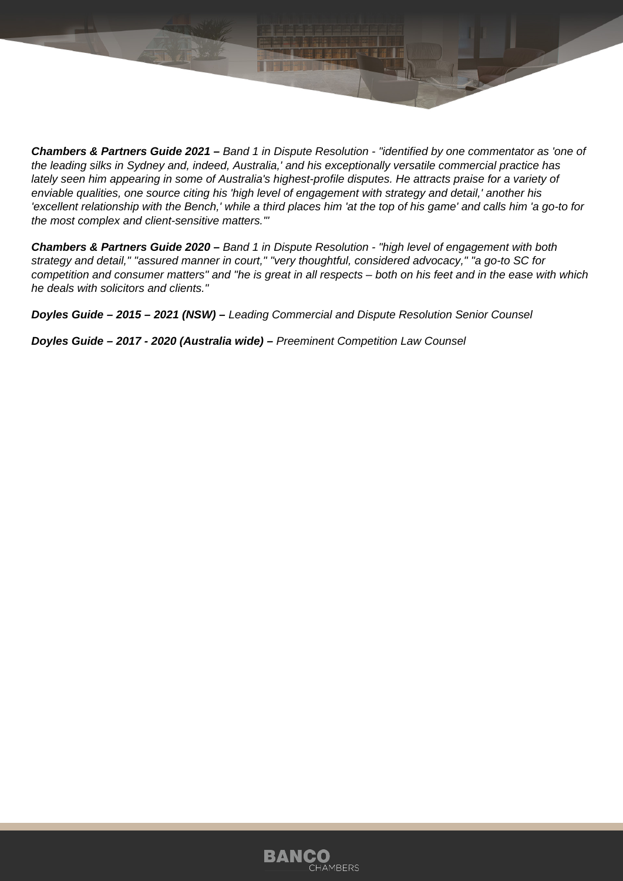***Chambers & Partners Guide 2021 –*** *Band 1 in Dispute Resolution - "identified by one commentator as 'one of the leading silks in Sydney and, indeed, Australia,' and his exceptionally versatile commercial practice has lately seen him appearing in some of Australia's highest-profile disputes. He attracts praise for a variety of enviable qualities, one source citing his 'high level of engagement with strategy and detail,' another his 'excellent relationship with the Bench,' while a third places him 'at the top of his game' and calls him 'a go-to for the most complex and client-sensitive matters.'"*

***Chambers & Partners Guide 2020 –*** *Band 1 in Dispute Resolution - "high level of engagement with both strategy and detail," "assured manner in court," "very thoughtful, considered advocacy," "a go-to SC for competition and consumer matters" and "he is great in all respects – both on his feet and in the ease with which he deals with solicitors and clients."*

***Doyles Guide – 2015 – 2021 (NSW) –*** *Leading Commercial and Dispute Resolution Senior Counsel*

***Doyles Guide – 2017 - 2020 (Australia wide) –*** *Preeminent Competition Law Counsel*